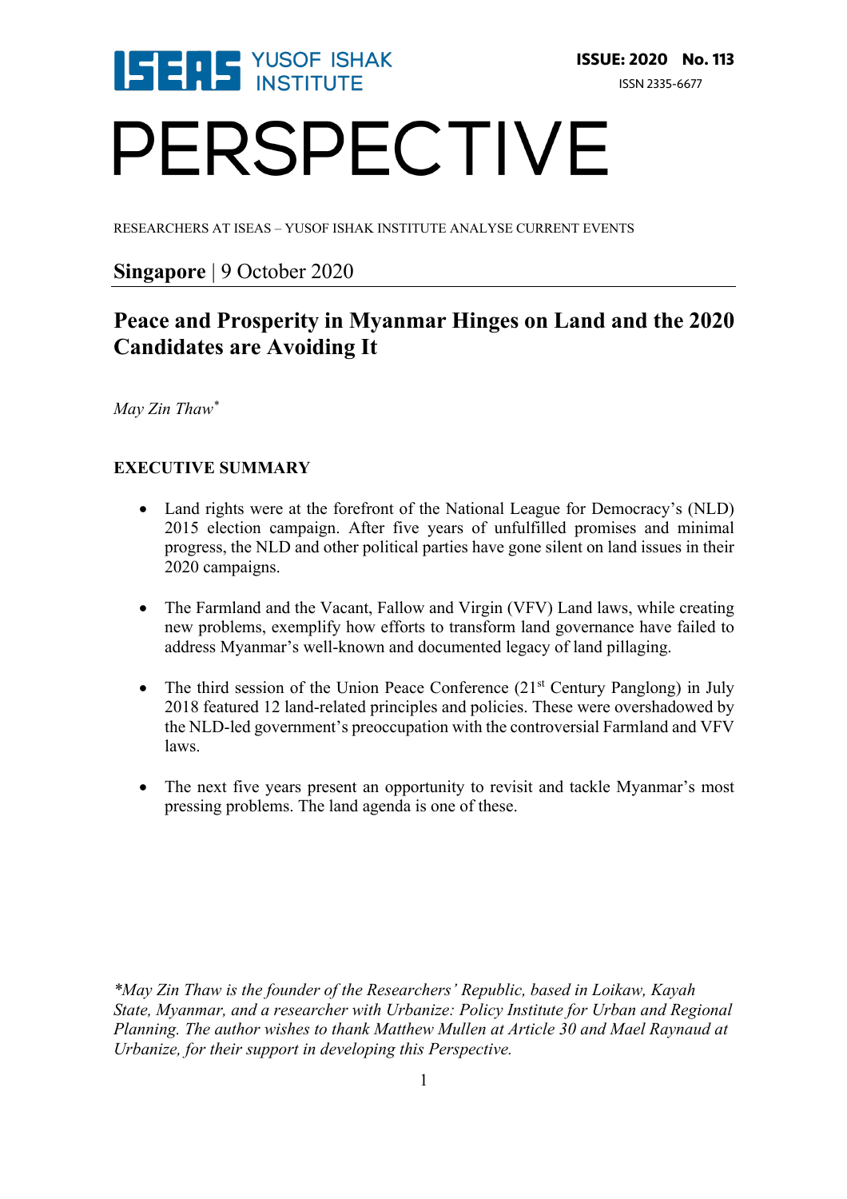ISEAS YUSOF ISHAK INSTITUTE

ISSUE: 2020 No. 113

ISSN 2335-6677

# PERSPECTIVE

RESEARCHERS AT ISEAS – YUSOF ISHAK INSTITUTE ANALYSE CURRENT EVENTS

**Singapore** | 9 October 2020

## Peace and Prosperity in Myanmar Hinges on Land and the 2020 Candidates are Avoiding It

*May Zin Thaw*\*

### EXECUTIVE SUMMARY

- Land rights were at the forefront of the National League for Democracy's (NLD) 2015 election campaign. After five years of unfulfilled promises and minimal progress, the NLD and other political parties have gone silent on land issues in their 2020 campaigns.

- The Farmland and the Vacant, Fallow and Virgin (VFV) Land laws, while creating new problems, exemplify how efforts to transform land governance have failed to address Myanmar's well-known and documented legacy of land pillaging.

- The third session of the Union Peace Conference (21st Century Panglong) in July 2018 featured 12 land-related principles and policies. These were overshadowed by the NLD-led government's preoccupation with the controversial Farmland and VFV laws.

- The next five years present an opportunity to revisit and tackle Myanmar's most pressing problems. The land agenda is one of these.

*\*May Zin Thaw is the founder of the Researchers' Republic, based in Loikaw, Kayah State, Myanmar, and a researcher with Urbanize: Policy Institute for Urban and Regional Planning. The author wishes to thank Matthew Mullen at Article 30 and Mael Raynaud at Urbanize, for their support in developing this Perspective.*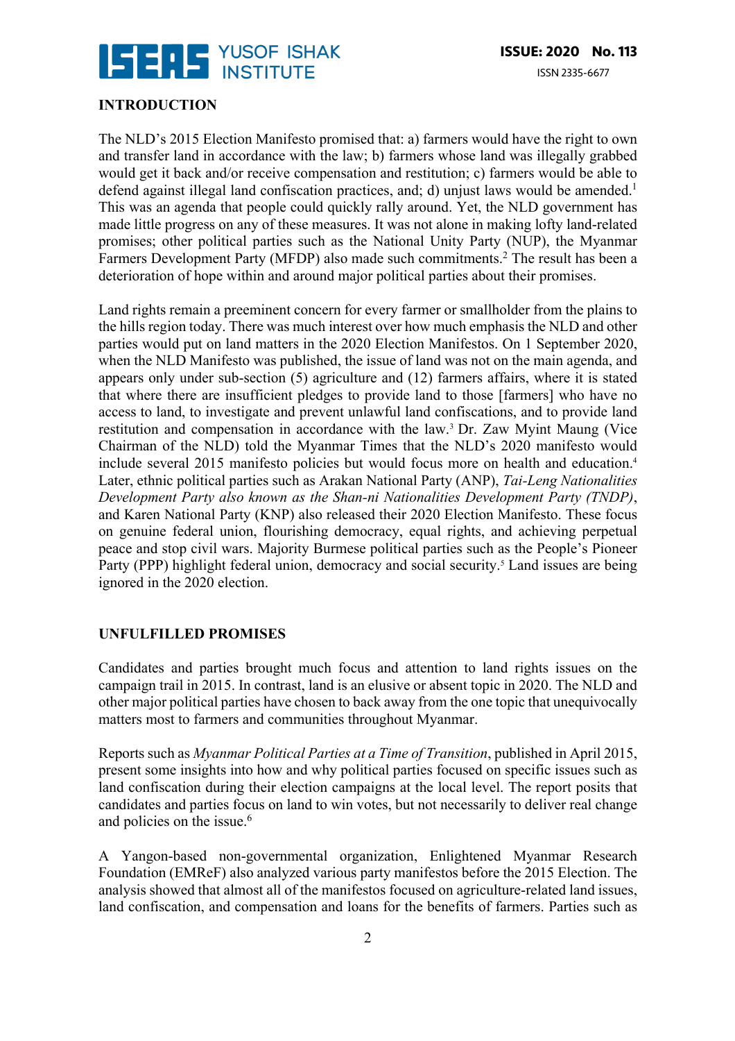## INTRODUCTION

The NLD's 2015 Election Manifesto promised that: a) farmers would have the right to own and transfer land in accordance with the law; b) farmers whose land was illegally grabbed would get it back and/or receive compensation and restitution; c) farmers would be able to defend against illegal land confiscation practices, and; d) unjust laws would be amended.[1] This was an agenda that people could quickly rally around. Yet, the NLD government has made little progress on any of these measures. It was not alone in making lofty land-related promises; other political parties such as the National Unity Party (NUP), the Myanmar Farmers Development Party (MFDP) also made such commitments.[2] The result has been a deterioration of hope within and around major political parties about their promises.

Land rights remain a preeminent concern for every farmer or smallholder from the plains to the hills region today. There was much interest over how much emphasis the NLD and other parties would put on land matters in the 2020 Election Manifestos. On 1 September 2020, when the NLD Manifesto was published, the issue of land was not on the main agenda, and appears only under sub-section (5) agriculture and (12) farmers affairs, where it is stated that where there are insufficient pledges to provide land to those [farmers] who have no access to land, to investigate and prevent unlawful land confiscations, and to provide land restitution and compensation in accordance with the law.[3] Dr. Zaw Myint Maung (Vice Chairman of the NLD) told the Myanmar Times that the NLD's 2020 manifesto would include several 2015 manifesto policies but would focus more on health and education.[4] Later, ethnic political parties such as Arakan National Party (ANP), *Tai-Leng Nationalities Development Party also known as the Shan-ni Nationalities Development Party (TNDP)*, and Karen National Party (KNP) also released their 2020 Election Manifesto. These focus on genuine federal union, flourishing democracy, equal rights, and achieving perpetual peace and stop civil wars. Majority Burmese political parties such as the People's Pioneer Party (PPP) highlight federal union, democracy and social security.[5] Land issues are being ignored in the 2020 election.

## UNFULFILLED PROMISES

Candidates and parties brought much focus and attention to land rights issues on the campaign trail in 2015. In contrast, land is an elusive or absent topic in 2020. The NLD and other major political parties have chosen to back away from the one topic that unequivocally matters most to farmers and communities throughout Myanmar.

Reports such as *Myanmar Political Parties at a Time of Transition*, published in April 2015, present some insights into how and why political parties focused on specific issues such as land confiscation during their election campaigns at the local level. The report posits that candidates and parties focus on land to win votes, but not necessarily to deliver real change and policies on the issue.[6]

A Yangon-based non-governmental organization, Enlightened Myanmar Research Foundation (EMReF) also analyzed various party manifestos before the 2015 Election. The analysis showed that almost all of the manifestos focused on agriculture-related land issues, land confiscation, and compensation and loans for the benefits of farmers. Parties such as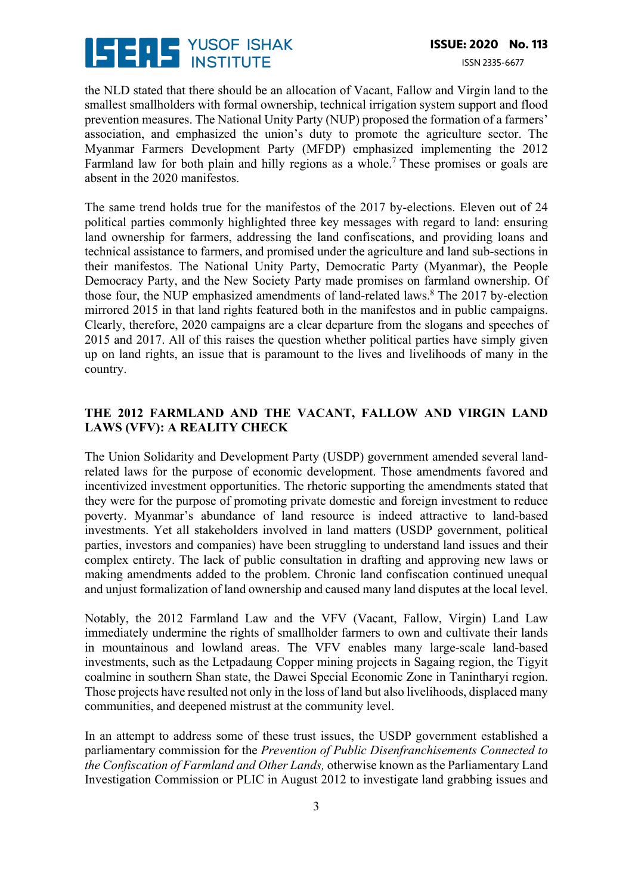the NLD stated that there should be an allocation of Vacant, Fallow and Virgin land to the smallest smallholders with formal ownership, technical irrigation system support and flood prevention measures. The National Unity Party (NUP) proposed the formation of a farmers' association, and emphasized the union's duty to promote the agriculture sector. The Myanmar Farmers Development Party (MFDP) emphasized implementing the 2012 Farmland law for both plain and hilly regions as a whole.[7] These promises or goals are absent in the 2020 manifestos.

The same trend holds true for the manifestos of the 2017 by-elections. Eleven out of 24 political parties commonly highlighted three key messages with regard to land: ensuring land ownership for farmers, addressing the land confiscations, and providing loans and technical assistance to farmers, and promised under the agriculture and land sub-sections in their manifestos. The National Unity Party, Democratic Party (Myanmar), the People Democracy Party, and the New Society Party made promises on farmland ownership. Of those four, the NUP emphasized amendments of land-related laws.[8] The 2017 by-election mirrored 2015 in that land rights featured both in the manifestos and in public campaigns. Clearly, therefore, 2020 campaigns are a clear departure from the slogans and speeches of 2015 and 2017. All of this raises the question whether political parties have simply given up on land rights, an issue that is paramount to the lives and livelihoods of many in the country.

## THE 2012 FARMLAND AND THE VACANT, FALLOW AND VIRGIN LAND LAWS (VFV): A REALITY CHECK

The Union Solidarity and Development Party (USDP) government amended several land-related laws for the purpose of economic development. Those amendments favored and incentivized investment opportunities. The rhetoric supporting the amendments stated that they were for the purpose of promoting private domestic and foreign investment to reduce poverty. Myanmar's abundance of land resource is indeed attractive to land-based investments. Yet all stakeholders involved in land matters (USDP government, political parties, investors and companies) have been struggling to understand land issues and their complex entirety. The lack of public consultation in drafting and approving new laws or making amendments added to the problem. Chronic land confiscation continued unequal and unjust formalization of land ownership and caused many land disputes at the local level.

Notably, the 2012 Farmland Law and the VFV (Vacant, Fallow, Virgin) Land Law immediately undermine the rights of smallholder farmers to own and cultivate their lands in mountainous and lowland areas. The VFV enables many large-scale land-based investments, such as the Letpadaung Copper mining projects in Sagaing region, the Tigyit coalmine in southern Shan state, the Dawei Special Economic Zone in Tanintharyi region. Those projects have resulted not only in the loss of land but also livelihoods, displaced many communities, and deepened mistrust at the community level.

In an attempt to address some of these trust issues, the USDP government established a parliamentary commission for the *Prevention of Public Disenfranchisements Connected to the Confiscation of Farmland and Other Lands,* otherwise known as the Parliamentary Land Investigation Commission or PLIC in August 2012 to investigate land grabbing issues and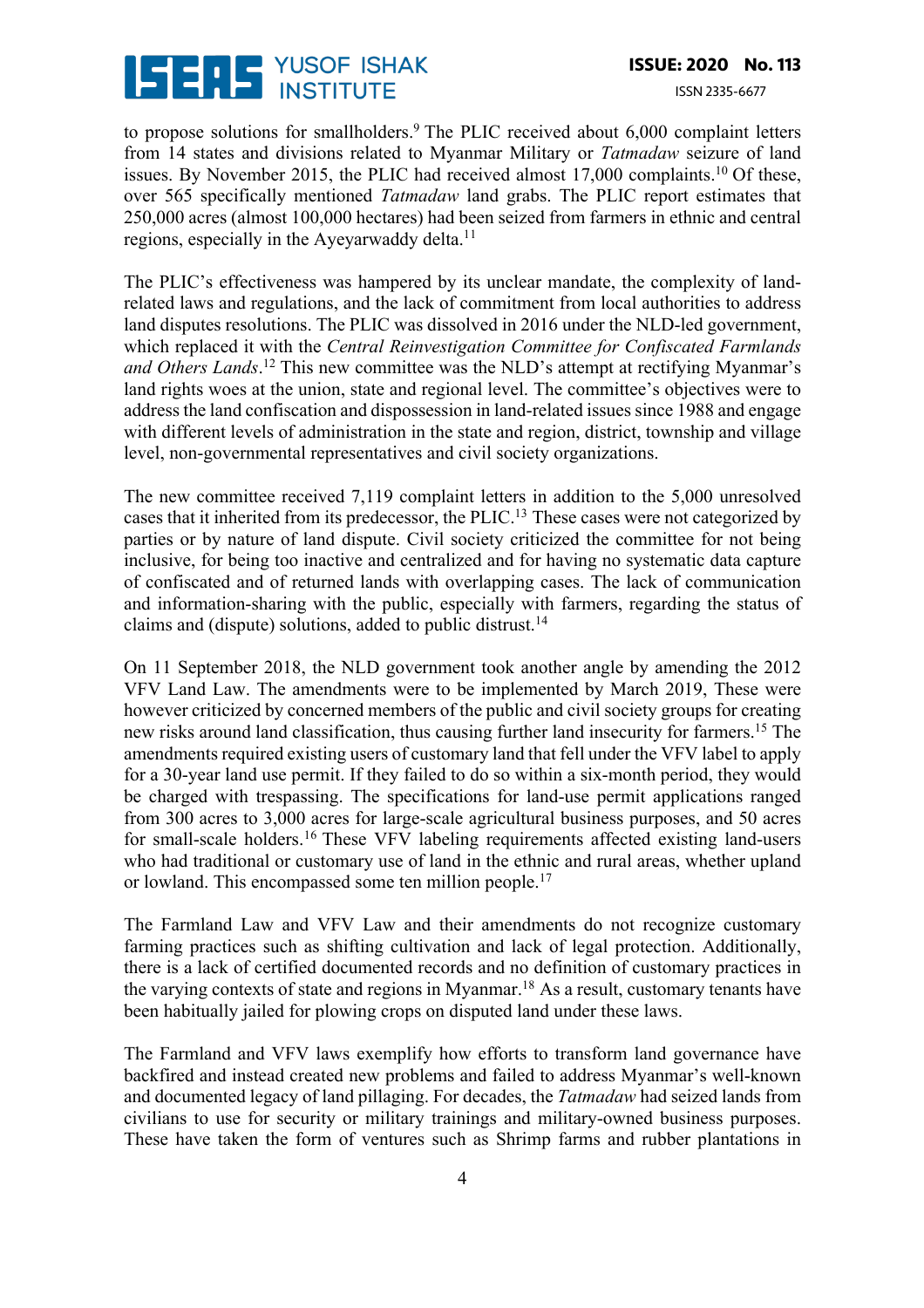to propose solutions for smallholders.[9] The PLIC received about 6,000 complaint letters from 14 states and divisions related to Myanmar Military or *Tatmadaw* seizure of land issues. By November 2015, the PLIC had received almost 17,000 complaints.[10] Of these, over 565 specifically mentioned *Tatmadaw* land grabs. The PLIC report estimates that 250,000 acres (almost 100,000 hectares) had been seized from farmers in ethnic and central regions, especially in the Ayeyarwaddy delta.[11]

The PLIC's effectiveness was hampered by its unclear mandate, the complexity of land-related laws and regulations, and the lack of commitment from local authorities to address land disputes resolutions. The PLIC was dissolved in 2016 under the NLD-led government, which replaced it with the *Central Reinvestigation Committee for Confiscated Farmlands and Others Lands*.[12] This new committee was the NLD's attempt at rectifying Myanmar's land rights woes at the union, state and regional level. The committee's objectives were to address the land confiscation and dispossession in land-related issues since 1988 and engage with different levels of administration in the state and region, district, township and village level, non-governmental representatives and civil society organizations.

The new committee received 7,119 complaint letters in addition to the 5,000 unresolved cases that it inherited from its predecessor, the PLIC.[13] These cases were not categorized by parties or by nature of land dispute. Civil society criticized the committee for not being inclusive, for being too inactive and centralized and for having no systematic data capture of confiscated and of returned lands with overlapping cases. The lack of communication and information-sharing with the public, especially with farmers, regarding the status of claims and (dispute) solutions, added to public distrust.[14]

On 11 September 2018, the NLD government took another angle by amending the 2012 VFV Land Law. The amendments were to be implemented by March 2019, These were however criticized by concerned members of the public and civil society groups for creating new risks around land classification, thus causing further land insecurity for farmers.[15] The amendments required existing users of customary land that fell under the VFV label to apply for a 30-year land use permit. If they failed to do so within a six-month period, they would be charged with trespassing. The specifications for land-use permit applications ranged from 300 acres to 3,000 acres for large-scale agricultural business purposes, and 50 acres for small-scale holders.[16] These VFV labeling requirements affected existing land-users who had traditional or customary use of land in the ethnic and rural areas, whether upland or lowland. This encompassed some ten million people.[17]

The Farmland Law and VFV Law and their amendments do not recognize customary farming practices such as shifting cultivation and lack of legal protection. Additionally, there is a lack of certified documented records and no definition of customary practices in the varying contexts of state and regions in Myanmar.[18] As a result, customary tenants have been habitually jailed for plowing crops on disputed land under these laws.

The Farmland and VFV laws exemplify how efforts to transform land governance have backfired and instead created new problems and failed to address Myanmar's well-known and documented legacy of land pillaging. For decades, the *Tatmadaw* had seized lands from civilians to use for security or military trainings and military-owned business purposes. These have taken the form of ventures such as Shrimp farms and rubber plantations in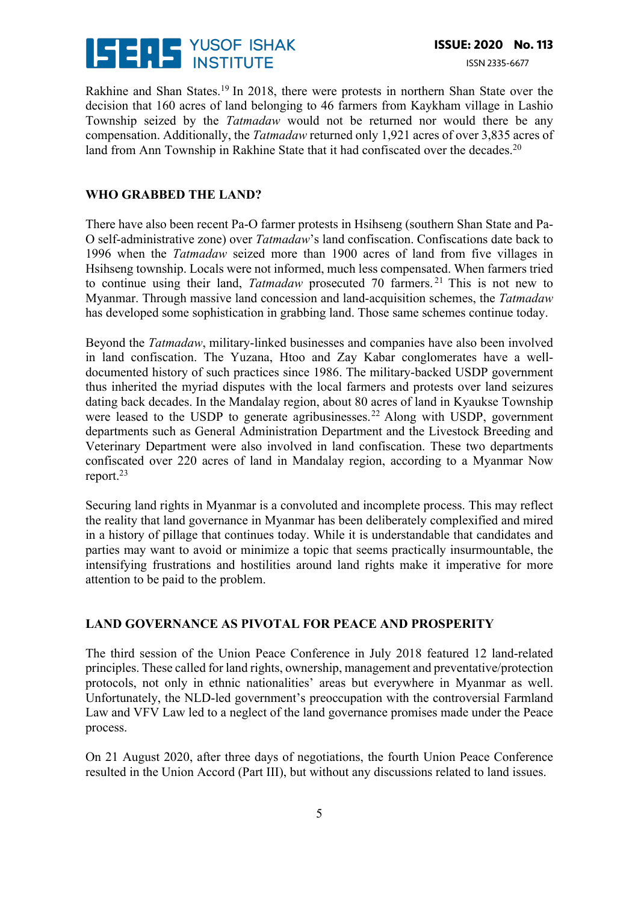Rakhine and Shan States.[19] In 2018, there were protests in northern Shan State over the decision that 160 acres of land belonging to 46 farmers from Kaykham village in Lashio Township seized by the *Tatmadaw* would not be returned nor would there be any compensation. Additionally, the *Tatmadaw* returned only 1,921 acres of over 3,835 acres of land from Ann Township in Rakhine State that it had confiscated over the decades.[20]

## WHO GRABBED THE LAND?

There have also been recent Pa-O farmer protests in Hsihseng (southern Shan State and Pa-O self-administrative zone) over *Tatmadaw*'s land confiscation. Confiscations date back to 1996 when the *Tatmadaw* seized more than 1900 acres of land from five villages in Hsihseng township. Locals were not informed, much less compensated. When farmers tried to continue using their land, *Tatmadaw* prosecuted 70 farmers.[21] This is not new to Myanmar. Through massive land concession and land-acquisition schemes, the *Tatmadaw* has developed some sophistication in grabbing land. Those same schemes continue today.

Beyond the *Tatmadaw*, military-linked businesses and companies have also been involved in land confiscation. The Yuzana, Htoo and Zay Kabar conglomerates have a well-documented history of such practices since 1986. The military-backed USDP government thus inherited the myriad disputes with the local farmers and protests over land seizures dating back decades. In the Mandalay region, about 80 acres of land in Kyaukse Township were leased to the USDP to generate agribusinesses.[22] Along with USDP, government departments such as General Administration Department and the Livestock Breeding and Veterinary Department were also involved in land confiscation. These two departments confiscated over 220 acres of land in Mandalay region, according to a Myanmar Now report.[23]

Securing land rights in Myanmar is a convoluted and incomplete process. This may reflect the reality that land governance in Myanmar has been deliberately complexified and mired in a history of pillage that continues today. While it is understandable that candidates and parties may want to avoid or minimize a topic that seems practically insurmountable, the intensifying frustrations and hostilities around land rights make it imperative for more attention to be paid to the problem.

## LAND GOVERNANCE AS PIVOTAL FOR PEACE AND PROSPERITY

The third session of the Union Peace Conference in July 2018 featured 12 land-related principles. These called for land rights, ownership, management and preventative/protection protocols, not only in ethnic nationalities' areas but everywhere in Myanmar as well. Unfortunately, the NLD-led government's preoccupation with the controversial Farmland Law and VFV Law led to a neglect of the land governance promises made under the Peace process.

On 21 August 2020, after three days of negotiations, the fourth Union Peace Conference resulted in the Union Accord (Part III), but without any discussions related to land issues.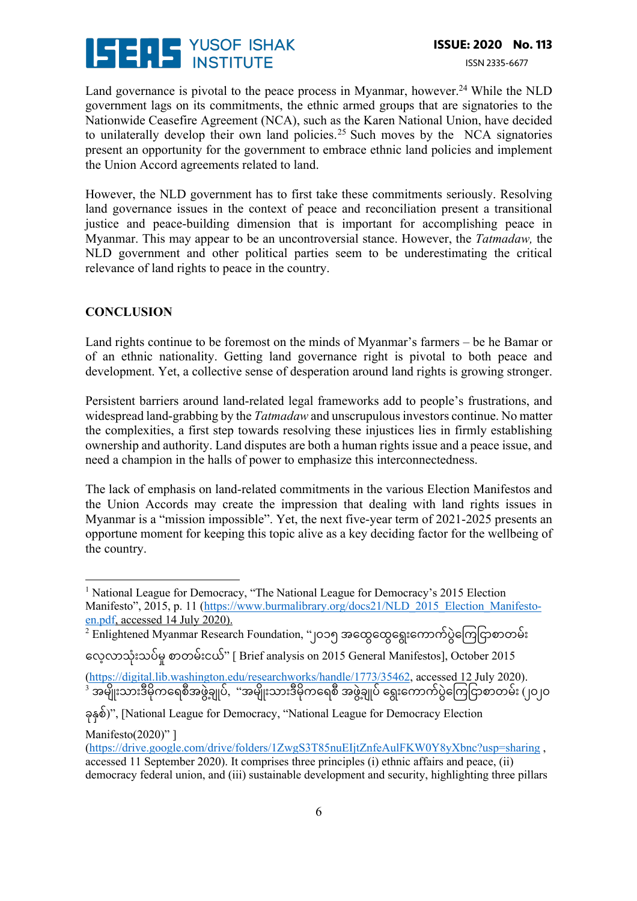Land governance is pivotal to the peace process in Myanmar, however.[24] While the NLD government lags on its commitments, the ethnic armed groups that are signatories to the Nationwide Ceasefire Agreement (NCA), such as the Karen National Union, have decided to unilaterally develop their own land policies.[25] Such moves by the NCA signatories present an opportunity for the government to embrace ethnic land policies and implement the Union Accord agreements related to land.

However, the NLD government has to first take these commitments seriously. Resolving land governance issues in the context of peace and reconciliation present a transitional justice and peace-building dimension that is important for accomplishing peace in Myanmar. This may appear to be an uncontroversial stance. However, the *Tatmadaw,* the NLD government and other political parties seem to be underestimating the critical relevance of land rights to peace in the country.

## CONCLUSION

Land rights continue to be foremost on the minds of Myanmar's farmers – be he Bamar or of an ethnic nationality. Getting land governance right is pivotal to both peace and development. Yet, a collective sense of desperation around land rights is growing stronger.

Persistent barriers around land-related legal frameworks add to people's frustrations, and widespread land-grabbing by the *Tatmadaw* and unscrupulous investors continue. No matter the complexities, a first step towards resolving these injustices lies in firmly establishing ownership and authority. Land disputes are both a human rights issue and a peace issue, and need a champion in the halls of power to emphasize this interconnectedness.

The lack of emphasis on land-related commitments in the various Election Manifestos and the Union Accords may create the impression that dealing with land rights issues in Myanmar is a "mission impossible". Yet, the next five-year term of 2021-2025 presents an opportune moment for keeping this topic alive as a key deciding factor for the wellbeing of the country.

---

[1] National League for Democracy, "The National League for Democracy's 2015 Election Manifesto", 2015, p. 11 (https://www.burmalibrary.org/docs21/NLD_2015_Election_Manifesto-en.pdf, accessed 14 July 2020).

[2] Enlightened Myanmar Research Foundation, "၂၀၁၅ အထွေထွေရွေးကောက်ပွဲကြေငြာစာတမ်း လေ့လာသုံးသပ်မှု စာတမ်းငယ်" [ Brief analysis on 2015 General Manifestos], October 2015 (https://digital.lib.washington.edu/researchworks/handle/1773/35462, accessed 12 July 2020).

[3] အမျိုးသားဒီမိုကရေစီအဖွဲ့ချုပ်, "အမျိုးသားဒီမိုကရေစီ အဖွဲ့ချုပ် ရွေးကောက်ပွဲကြေငြာစာတမ်း (၂၀၂၀ ခုနှစ်)", [National League for Democracy, "National League for Democracy Election Manifesto(2020)" ] (https://drive.google.com/drive/folders/1ZwgS3T85nuEIjtZnfeAulFKW0Y8yXbnc?usp=sharing , accessed 11 September 2020). It comprises three principles (i) ethnic affairs and peace, (ii) democracy federal union, and (iii) sustainable development and security, highlighting three pillars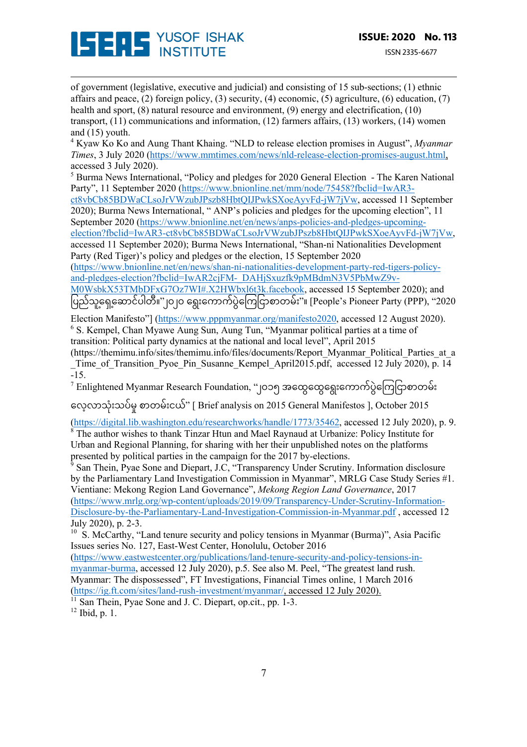of government (legislative, executive and judicial) and consisting of 15 sub-sections; (1) ethnic affairs and peace, (2) foreign policy, (3) security, (4) economic, (5) agriculture, (6) education, (7) health and sport, (8) natural resource and environment, (9) energy and electrification, (10) transport, (11) communications and information, (12) farmers affairs, (13) workers, (14) women and (15) youth.

[4] Kyaw Ko Ko and Aung Thant Khaing. "NLD to release election promises in August", *Myanmar Times*, 3 July 2020 (https://www.mmtimes.com/news/nld-release-election-promises-august.html, accessed 3 July 2020).

[5] Burma News International, "Policy and pledges for 2020 General Election - The Karen National Party", 11 September 2020 (https://www.bnionline.net/mm/node/75458?fbclid=IwAR3-ct8vbCb85BDWaCLsoJrVWzubJPszb8HbtQIJPwkSXoeAyvFd-jW7jVw, accessed 11 September 2020); Burma News International, " ANP's policies and pledges for the upcoming election", 11 September 2020 (https://www.bnionline.net/en/news/anps-policies-and-pledges-upcoming-election?fbclid=IwAR3-ct8vbCb85BDWaCLsoJrVWzubJPszb8HbtQIJPwkSXoeAyvFd-jW7jVw, accessed 11 September 2020); Burma News International, "Shan-ni Nationalities Development Party (Red Tiger)'s policy and pledges or the election, 15 September 2020 (https://www.bnionline.net/en/news/shan-ni-nationalities-development-party-red-tigers-policy-and-pledges-election?fbclid=IwAR2cjFM-_DAHjSxuzfk9pMBdmN3V5PbMwZ9v-M0WsbkX53TMbDFxG7Oz7WI#.X2HWbxl6t3k.facebook, accessed 15 September 2020); and ပြည်သူ့ရှေ့ဆောင်ပါတီ။"၂၀၂၀ ရွေးကောက်ပွဲကြေငြာစာတမ်း"။ [People's Pioneer Party (PPP), "2020 Election Manifesto"] (https://www.pppmyanmar.org/manifesto2020, accessed 12 August 2020).

[6] S. Kempel, Chan Myawe Aung Sun, Aung Tun, "Myanmar political parties at a time of transition: Political party dynamics at the national and local level", April 2015 (https://themimu.info/sites/themimu.info/files/documents/Report_Myanmar_Political_Parties_at_a_Time_of_Transition_Pyoe_Pin_Susanne_Kempel_April2015.pdf, accessed 12 July 2020), p. 14 -15.

[7] Enlightened Myanmar Research Foundation, "၂၀၁၅ အထွေထွေရွေးကောက်ပွဲကြေငြာစာတမ်း လေ့လာသုံးသပ်မှု စာတမ်းငယ်" [ Brief analysis on 2015 General Manifestos ], October 2015 (https://digital.lib.washington.edu/researchworks/handle/1773/35462, accessed 12 July 2020), p. 9.

[8] The author wishes to thank Tinzar Htun and Mael Raynaud at Urbanize: Policy Institute for Urban and Regional Planning, for sharing with her their unpublished notes on the platforms presented by political parties in the campaign for the 2017 by-elections.

[9] San Thein, Pyae Sone and Diepart, J.C, "Transparency Under Scrutiny. Information disclosure by the Parliamentary Land Investigation Commission in Myanmar", MRLG Case Study Series #1. Vientiane: Mekong Region Land Governance", *Mekong Region Land Governance*, 2017 (https://www.mrlg.org/wp-content/uploads/2019/09/Transparency-Under-Scrutiny-Information-Disclosure-by-the-Parliamentary-Land-Investigation-Commission-in-Myanmar.pdf , accessed 12 July 2020), p. 2-3.

[10] S. McCarthy, "Land tenure security and policy tensions in Myanmar (Burma)", Asia Pacific Issues series No. 127, East-West Center, Honolulu, October 2016 (https://www.eastwestcenter.org/publications/land-tenure-security-and-policy-tensions-in-myanmar-burma, accessed 12 July 2020), p.5. See also M. Peel, "The greatest land rush. Myanmar: The dispossessed", FT Investigations, Financial Times online, 1 March 2016 (https://ig.ft.com/sites/land-rush-investment/myanmar/, accessed 12 July 2020).

[11] San Thein, Pyae Sone and J. C. Diepart, op.cit., pp. 1-3.

[12] Ibid, p. 1.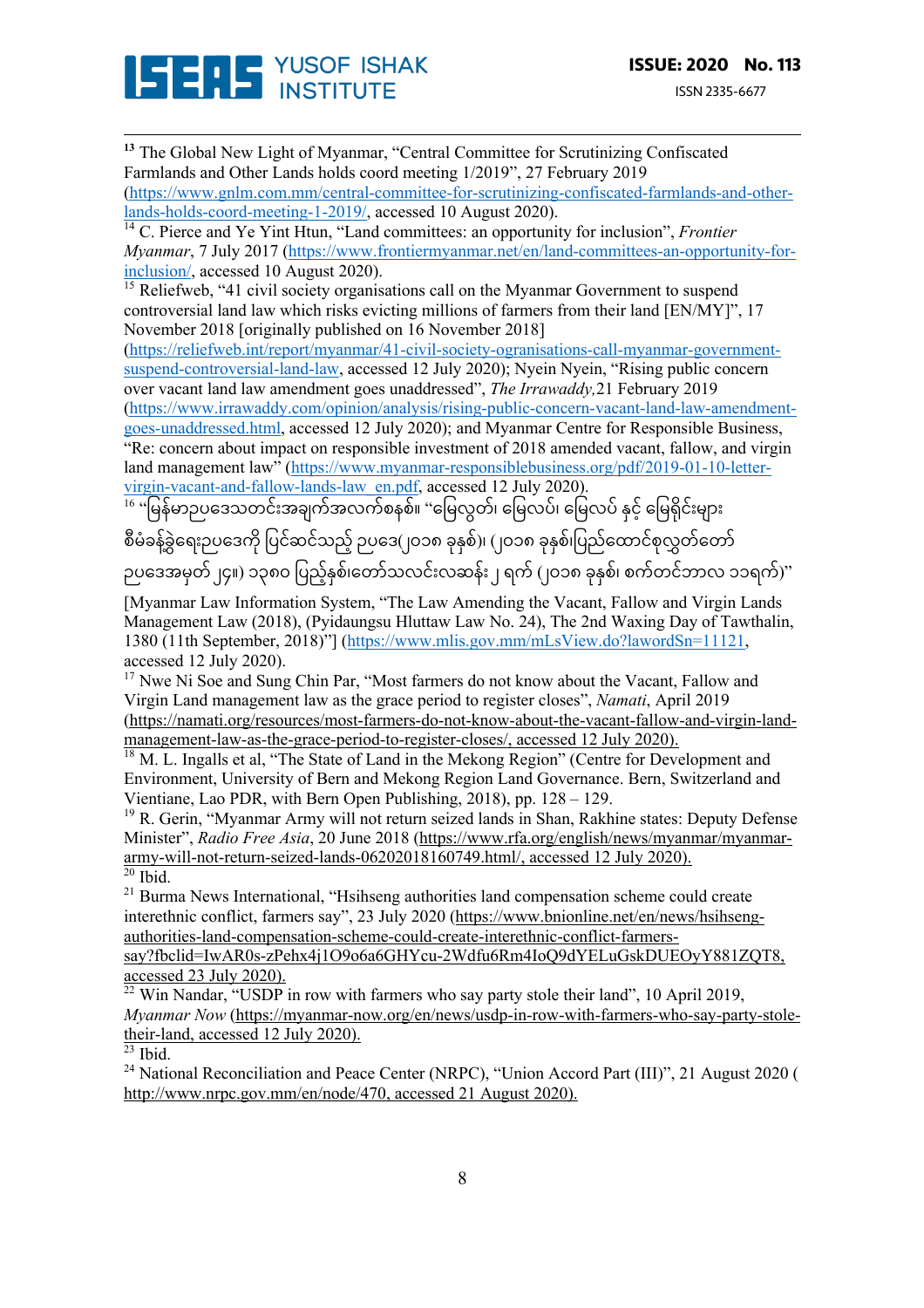[13] The Global New Light of Myanmar, "Central Committee for Scrutinizing Confiscated Farmlands and Other Lands holds coord meeting 1/2019", 27 February 2019 (https://www.gnlm.com.mm/central-committee-for-scrutinizing-confiscated-farmlands-and-other-lands-holds-coord-meeting-1-2019/, accessed 10 August 2020).

[14] C. Pierce and Ye Yint Htun, "Land committees: an opportunity for inclusion", *Frontier Myanmar*, 7 July 2017 (https://www.frontiermyanmar.net/en/land-committees-an-opportunity-for-inclusion/, accessed 10 August 2020).

[15] Reliefweb, "41 civil society organisations call on the Myanmar Government to suspend controversial land law which risks evicting millions of farmers from their land [EN/MY]", 17 November 2018 [originally published on 16 November 2018] (https://reliefweb.int/report/myanmar/41-civil-society-ogranisations-call-myanmar-government-suspend-controversial-land-law, accessed 12 July 2020); Nyein Nyein, "Rising public concern over vacant land law amendment goes unaddressed", *The Irrawaddy*, 21 February 2019 (https://www.irrawaddy.com/opinion/analysis/rising-public-concern-vacant-land-law-amendment-goes-unaddressed.html, accessed 12 July 2020); and Myanmar Centre for Responsible Business, "Re: concern about impact on responsible investment of 2018 amended vacant, fallow, and virgin land management law" (https://www.myanmar-responsiblebusiness.org/pdf/2019-01-10-letter-virgin-vacant-and-fallow-lands-law_en.pdf, accessed 12 July 2020).

[16] "မြန်မာဥပဒေသတင်းအချက်အလက်စနစ်။ "မြေလွတ်၊ မြေလပ်၊ မြေလပ် နှင့် မြေရိုင်းများ စီမံခန့်ခွဲရေးဥပဒေကို ပြင်ဆင်သည့် ဥပဒေ(၂၀၁၈ ခုနှစ်)၊ (၂၀၁၈ ခုနှစ်၊ပြည်ထောင်စုလွှတ်တော် ဥပဒေအမှတ် ၂၄။) ၁၃၈၀ ပြည့်နှစ်၊တော်သလင်းလဆန်း ၂ ရက် (၂၀၁၈ ခုနှစ်၊ စက်တင်ဘာလ ၁၁ရက်)"

[Myanmar Law Information System, "The Law Amending the Vacant, Fallow and Virgin Lands Management Law (2018), (Pyidaungsu Hluttaw Law No. 24), The 2nd Waxing Day of Tawthalin, 1380 (11th September, 2018)"] (https://www.mlis.gov.mm/mLsView.do?lawordSn=11121, accessed 12 July 2020).

[17] Nwe Ni Soe and Sung Chin Par, "Most farmers do not know about the Vacant, Fallow and Virgin Land management law as the grace period to register closes", *Namati*, April 2019 (https://namati.org/resources/most-farmers-do-not-know-about-the-vacant-fallow-and-virgin-land-management-law-as-the-grace-period-to-register-closes/, accessed 12 July 2020).

[18] M. L. Ingalls et al, "The State of Land in the Mekong Region" (Centre for Development and Environment, University of Bern and Mekong Region Land Governance. Bern, Switzerland and Vientiane, Lao PDR, with Bern Open Publishing, 2018), pp. 128 – 129.

[19] R. Gerin, "Myanmar Army will not return seized lands in Shan, Rakhine states: Deputy Defense Minister", *Radio Free Asia*, 20 June 2018 (https://www.rfa.org/english/news/myanmar/myanmar-army-will-not-return-seized-lands-06202018160749.html/, accessed 12 July 2020).

[20] Ibid.

[21] Burma News International, "Hsihseng authorities land compensation scheme could create interethnic conflict, farmers say", 23 July 2020 (https://www.bnionline.net/en/news/hsihseng-authorities-land-compensation-scheme-could-create-interethnic-conflict-farmers-say?fbclid=IwAR0s-zPehx4j1O9o6a6GHYcu-2Wdfu6Rm4IoQ9dYELuGskDUEOyY881ZQT8, accessed 23 July 2020).

[22] Win Nandar, "USDP in row with farmers who say party stole their land", 10 April 2019, *Myanmar Now* (https://myanmar-now.org/en/news/usdp-in-row-with-farmers-who-say-party-stole-their-land, accessed 12 July 2020).

[23] Ibid.

[24] National Reconciliation and Peace Center (NRPC), "Union Accord Part (III)", 21 August 2020 ( http://www.nrpc.gov.mm/en/node/470, accessed 21 August 2020).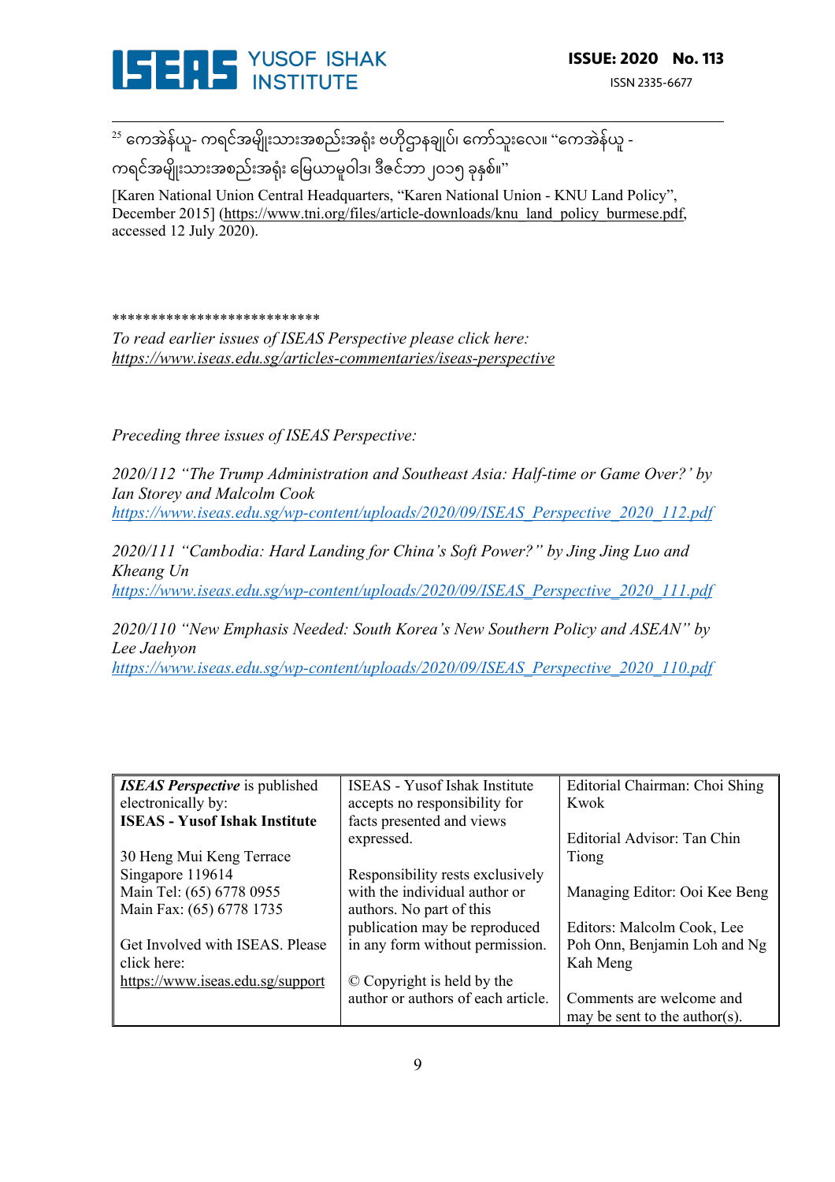[25] ကေအဲန်ယူ- ကရင်အမျိုးသားအစည်းအရုံး ဗဟိုဌာနချုပ်၊ ကော်သူးလေ။ "ကေအဲန်ယူ - ကရင်အမျိုးသားအစည်းအရုံး မြေယာမူဝါဒ၊ ဒီဇင်ဘာ ၂၀၁၅ ခုနှစ်။"

[Karen National Union Central Headquarters, "Karen National Union - KNU Land Policy", December 2015] (https://www.tni.org/files/article-downloads/knu_land_policy_burmese.pdf, accessed 12 July 2020).

**************************

*To read earlier issues of ISEAS Perspective please click here:*
*https://www.iseas.edu.sg/articles-commentaries/iseas-perspective*

*Preceding three issues of ISEAS Perspective:*

*2020/112 "The Trump Administration and Southeast Asia: Half-time or Game Over?' by Ian Storey and Malcolm Cook*
*https://www.iseas.edu.sg/wp-content/uploads/2020/09/ISEAS_Perspective_2020_112.pdf*

*2020/111 "Cambodia: Hard Landing for China's Soft Power?" by Jing Jing Luo and Kheang Un*
*https://www.iseas.edu.sg/wp-content/uploads/2020/09/ISEAS_Perspective_2020_111.pdf*

*2020/110 "New Emphasis Needed: South Korea's New Southern Policy and ASEAN" by Lee Jaehyon*
*https://www.iseas.edu.sg/wp-content/uploads/2020/09/ISEAS_Perspective_2020_110.pdf*

| | | |
|---|---|---|
| ***ISEAS Perspective*** is published electronically by: **ISEAS - Yusof Ishak Institute**<br><br>30 Heng Mui Keng Terrace Singapore 119614<br>Main Tel: (65) 6778 0955<br>Main Fax: (65) 6778 1735<br><br>Get Involved with ISEAS. Please click here: https://www.iseas.edu.sg/support | ISEAS - Yusof Ishak Institute accepts no responsibility for facts presented and views expressed.<br><br>Responsibility rests exclusively with the individual author or authors. No part of this publication may be reproduced in any form without permission.<br><br>© Copyright is held by the author or authors of each article. | Editorial Chairman: Choi Shing Kwok<br><br>Editorial Advisor: Tan Chin Tiong<br><br>Managing Editor: Ooi Kee Beng<br><br>Editors: Malcolm Cook, Lee Poh Onn, Benjamin Loh and Ng Kah Meng<br><br>Comments are welcome and may be sent to the author(s). |